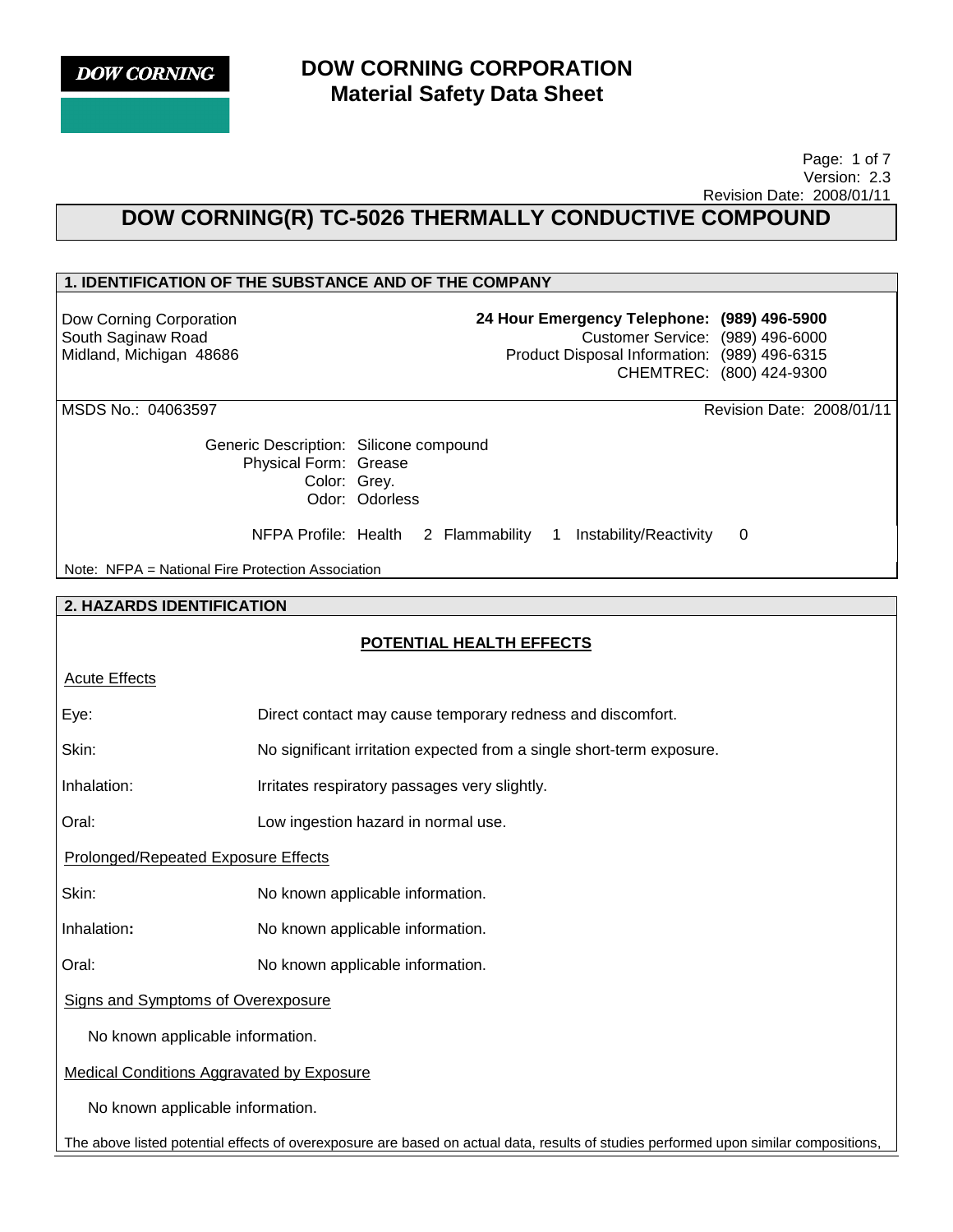**DOW CORNING**

# DOW CORNING CORPORATION
## Material Safety Data Sheet

Version: 2.3
Revision Date: 2008/01/11

# DOW CORNING(R) TC-5026 THERMALLY CONDUCTIVE COMPOUND

## 1. IDENTIFICATION OF THE SUBSTANCE AND OF THE COMPANY

Dow Corning Corporation
South Saginaw Road
Midland, Michigan 48686

**24 Hour Emergency Telephone: (989) 496-5900**
Customer Service: (989) 496-6000
Product Disposal Information: (989) 496-6315
CHEMTREC: (800) 424-9300

MSDS No.: 04063597

Revision Date: 2008/01/11

Generic Description: Silicone compound
Physical Form: Grease
Color: Grey.
Odor: Odorless

NFPA Profile: Health 2 Flammability 1 Instability/Reactivity 0

Note: NFPA = National Fire Protection Association

## 2. HAZARDS IDENTIFICATION

### POTENTIAL HEALTH EFFECTS

Acute Effects

| | |
|---|---|
| Eye: | Direct contact may cause temporary redness and discomfort. |
| Skin: | No significant irritation expected from a single short-term exposure. |
| Inhalation: | Irritates respiratory passages very slightly. |
| Oral: | Low ingestion hazard in normal use. |

Prolonged/Repeated Exposure Effects

| | |
|---|---|
| Skin: | No known applicable information. |
| Inhalation: | No known applicable information. |
| Oral: | No known applicable information. |

Signs and Symptoms of Overexposure

No known applicable information.

Medical Conditions Aggravated by Exposure

No known applicable information.

The above listed potential effects of overexposure are based on actual data, results of studies performed upon similar compositions,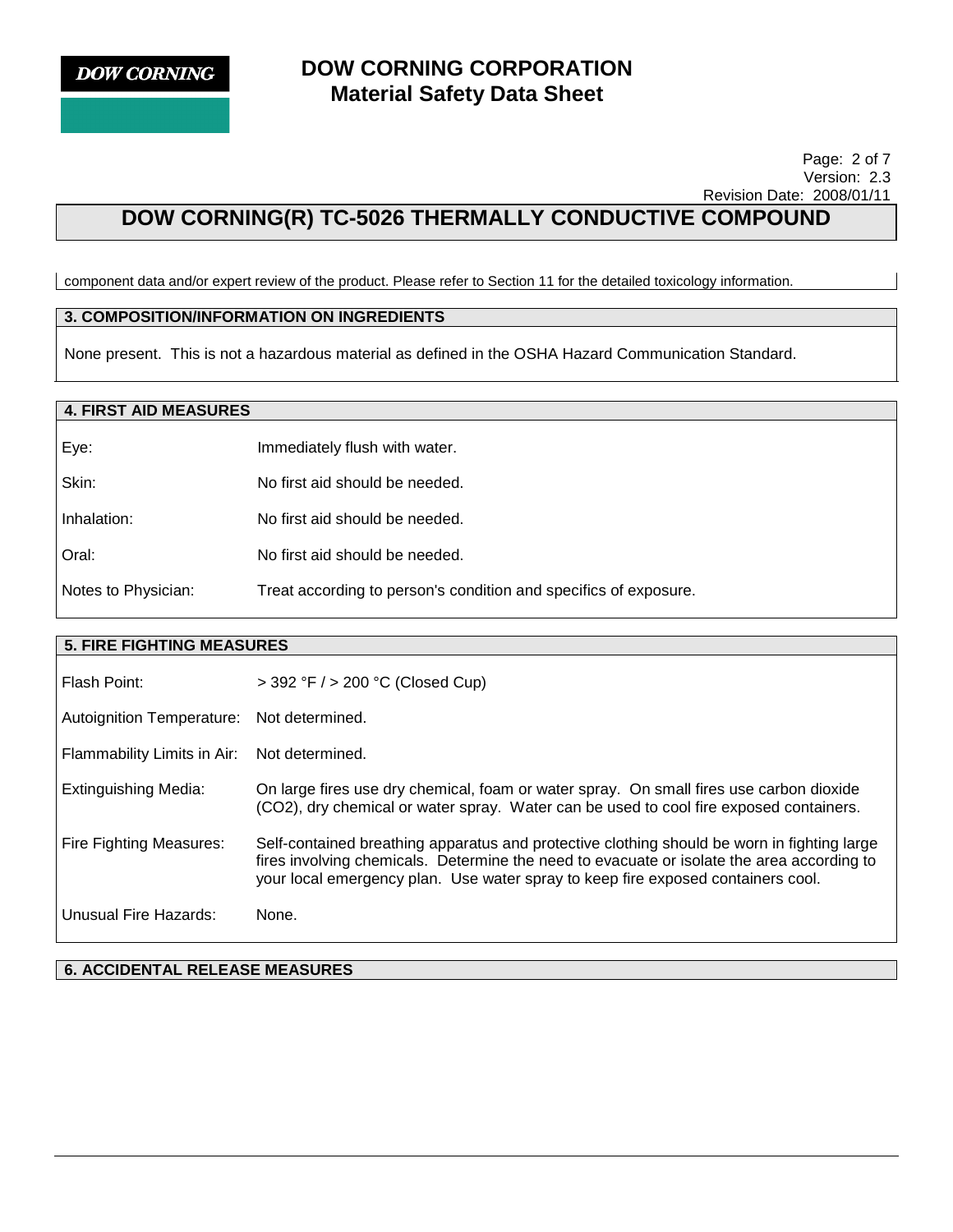component data and/or expert review of the product. Please refer to Section 11 for the detailed toxicology information.

## 3. COMPOSITION/INFORMATION ON INGREDIENTS

None present. This is not a hazardous material as defined in the OSHA Hazard Communication Standard.

## 4. FIRST AID MEASURES

| | |
|---|---|
| Eye: | Immediately flush with water. |
| Skin: | No first aid should be needed. |
| Inhalation: | No first aid should be needed. |
| Oral: | No first aid should be needed. |
| Notes to Physician: | Treat according to person's condition and specifics of exposure. |

## 5. FIRE FIGHTING MEASURES

| | |
|---|---|
| Flash Point: | > 392 °F / > 200 °C (Closed Cup) |
| Autoignition Temperature: | Not determined. |
| Flammability Limits in Air: | Not determined. |
| Extinguishing Media: | On large fires use dry chemical, foam or water spray. On small fires use carbon dioxide ($CO_2$), dry chemical or water spray. Water can be used to cool fire exposed containers. |
| Fire Fighting Measures: | Self-contained breathing apparatus and protective clothing should be worn in fighting large fires involving chemicals. Determine the need to evacuate or isolate the area according to your local emergency plan. Use water spray to keep fire exposed containers cool. |
| Unusual Fire Hazards: | None. |

## 6. ACCIDENTAL RELEASE MEASURES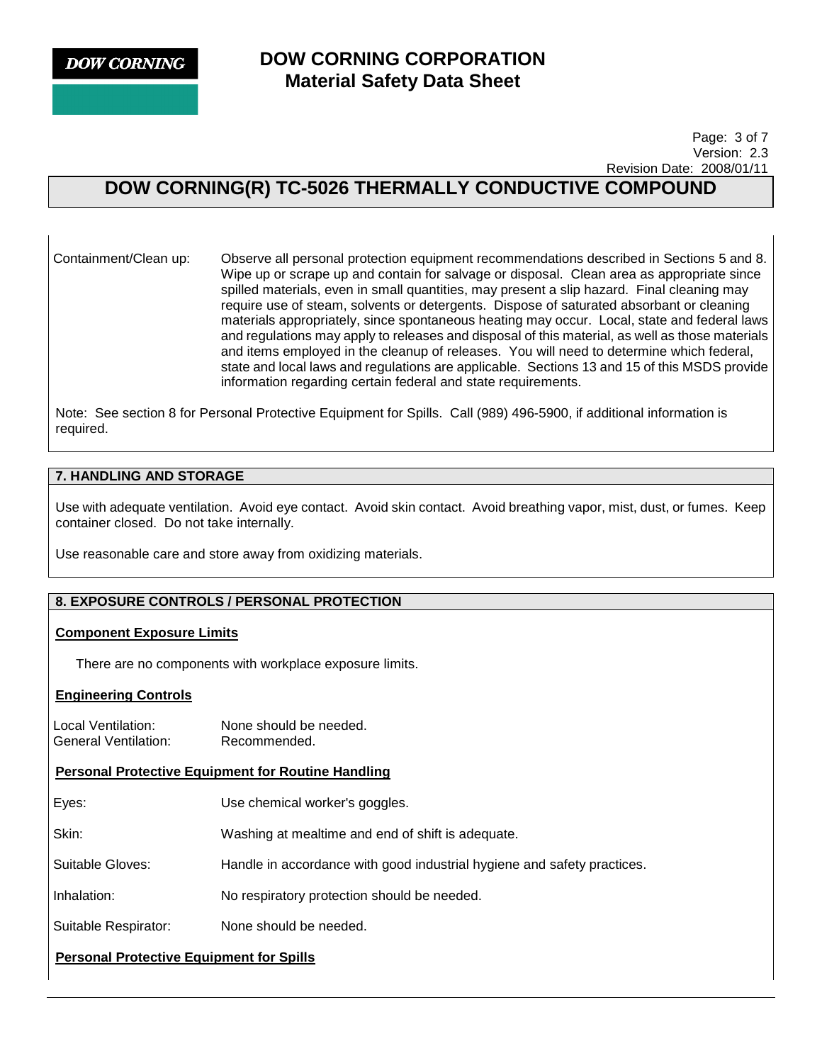Containment/Clean up: Observe all personal protection equipment recommendations described in Sections 5 and 8. Wipe up or scrape up and contain for salvage or disposal. Clean area as appropriate since spilled materials, even in small quantities, may present a slip hazard. Final cleaning may require use of steam, solvents or detergents. Dispose of saturated absorbant or cleaning materials appropriately, since spontaneous heating may occur. Local, state and federal laws and regulations may apply to releases and disposal of this material, as well as those materials and items employed in the cleanup of releases. You will need to determine which federal, state and local laws and regulations are applicable. Sections 13 and 15 of this MSDS provide information regarding certain federal and state requirements.

Note: See section 8 for Personal Protective Equipment for Spills. Call (989) 496-5900, if additional information is required.

## 7. HANDLING AND STORAGE

Use with adequate ventilation. Avoid eye contact. Avoid skin contact. Avoid breathing vapor, mist, dust, or fumes. Keep container closed. Do not take internally.

Use reasonable care and store away from oxidizing materials.

## 8. EXPOSURE CONTROLS / PERSONAL PROTECTION

### Component Exposure Limits

There are no components with workplace exposure limits.

### Engineering Controls

Local Ventilation: None should be needed.
General Ventilation: Recommended.

### Personal Protective Equipment for Routine Handling

Eyes: Use chemical worker's goggles.

Skin: Washing at mealtime and end of shift is adequate.

Suitable Gloves: Handle in accordance with good industrial hygiene and safety practices.

Inhalation: No respiratory protection should be needed.

Suitable Respirator: None should be needed.

### Personal Protective Equipment for Spills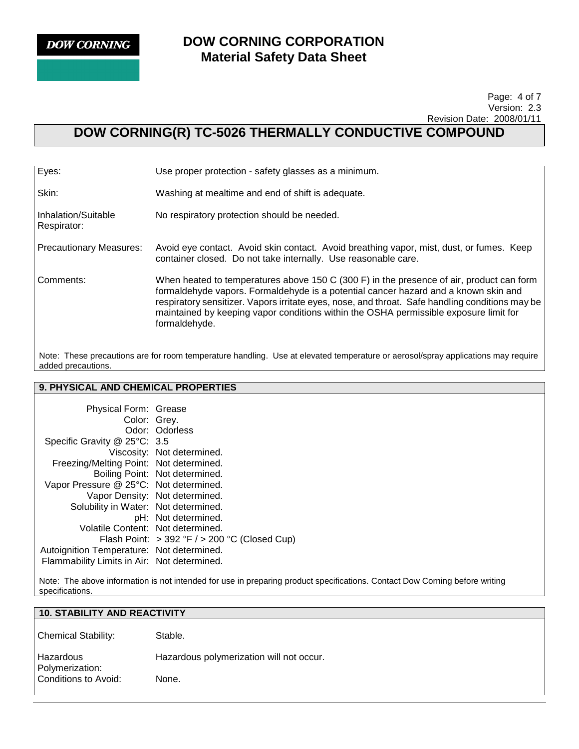| | |
|---|---|
| Eyes: | Use proper protection - safety glasses as a minimum. |
| Skin: | Washing at mealtime and end of shift is adequate. |
| Inhalation/Suitable Respirator: | No respiratory protection should be needed. |
| Precautionary Measures: | Avoid eye contact. Avoid skin contact. Avoid breathing vapor, mist, dust, or fumes. Keep container closed. Do not take internally. Use reasonable care. |
| Comments: | When heated to temperatures above 150 C (300 F) in the presence of air, product can form formaldehyde vapors. Formaldehyde is a potential cancer hazard and a known skin and respiratory sensitizer. Vapors irritate eyes, nose, and throat. Safe handling conditions may be maintained by keeping vapor conditions within the OSHA permissible exposure limit for formaldehyde. |

Note: These precautions are for room temperature handling. Use at elevated temperature or aerosol/spray applications may require added precautions.

## 9. PHYSICAL AND CHEMICAL PROPERTIES

| | |
|---|---|
| Physical Form: | Grease |
| Color: | Grey. |
| Odor: | Odorless |
| Specific Gravity @ 25°C: | 3.5 |
| Viscosity: | Not determined. |
| Freezing/Melting Point: | Not determined. |
| Boiling Point: | Not determined. |
| Vapor Pressure @ 25°C: | Not determined. |
| Vapor Density: | Not determined. |
| Solubility in Water: | Not determined. |
| pH: | Not determined. |
| Volatile Content: | Not determined. |
| Flash Point: | > 392 °F / > 200 °C (Closed Cup) |
| Autoignition Temperature: | Not determined. |
| Flammability Limits in Air: | Not determined. |

Note: The above information is not intended for use in preparing product specifications. Contact Dow Corning before writing specifications.

## 10. STABILITY AND REACTIVITY

| | |
|---|---|
| Chemical Stability: | Stable. |
| Hazardous Polymerization: | Hazardous polymerization will not occur. |
| Conditions to Avoid: | None. |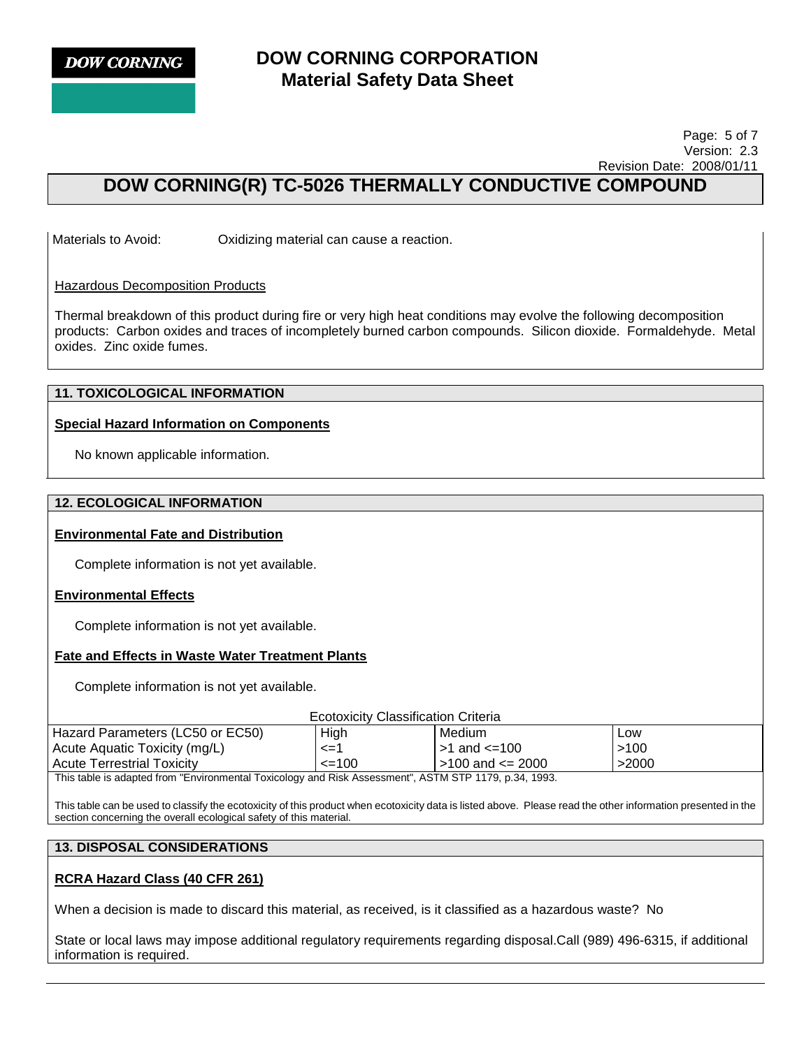Materials to Avoid: Oxidizing material can cause a reaction.

Hazardous Decomposition Products

Thermal breakdown of this product during fire or very high heat conditions may evolve the following decomposition products: Carbon oxides and traces of incompletely burned carbon compounds. Silicon dioxide. Formaldehyde. Metal oxides. Zinc oxide fumes.

## 11. TOXICOLOGICAL INFORMATION

**Special Hazard Information on Components**

No known applicable information.

## 12. ECOLOGICAL INFORMATION

**Environmental Fate and Distribution**

Complete information is not yet available.

**Environmental Effects**

Complete information is not yet available.

**Fate and Effects in Waste Water Treatment Plants**

Complete information is not yet available.

Ecotoxicity Classification Criteria

| Hazard Parameters (LC50 or EC50) | High | Medium | Low |
|---|---|---|---|
| Acute Aquatic Toxicity (mg/L) | <=1 | >1 and <=100 | >100 |
| Acute Terrestrial Toxicity | <=100 | >100 and <= 2000 | >2000 |

This table is adapted from "Environmental Toxicology and Risk Assessment", ASTM STP 1179, p.34, 1993.

This table can be used to classify the ecotoxicity of this product when ecotoxicity data is listed above. Please read the other information presented in the section concerning the overall ecological safety of this material.

## 13. DISPOSAL CONSIDERATIONS

**RCRA Hazard Class (40 CFR 261)**

When a decision is made to discard this material, as received, is it classified as a hazardous waste? No

State or local laws may impose additional regulatory requirements regarding disposal.Call (989) 496-6315, if additional information is required.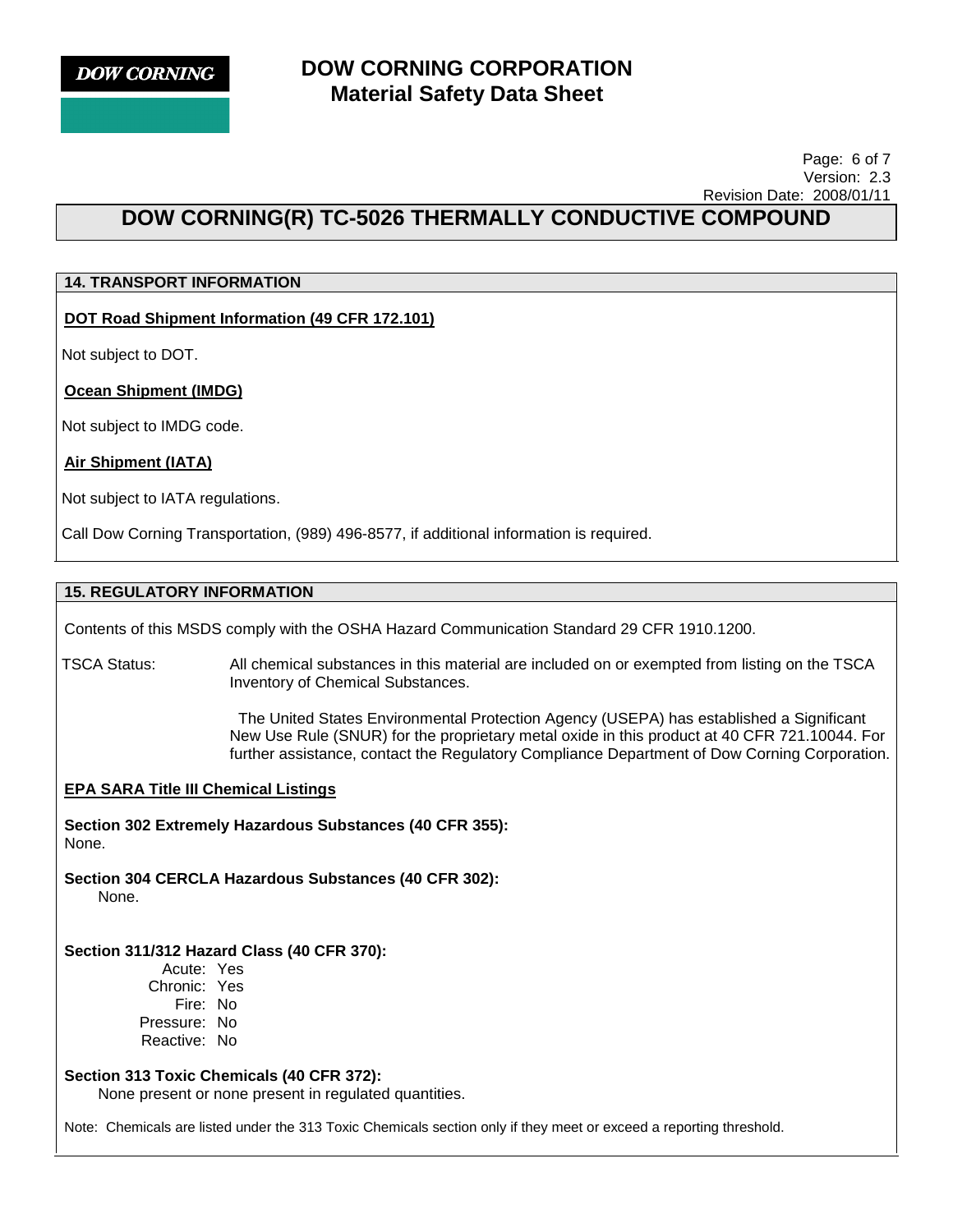## 14. TRANSPORT INFORMATION

**DOT Road Shipment Information (49 CFR 172.101)**

Not subject to DOT.

**Ocean Shipment (IMDG)**

Not subject to IMDG code.

**Air Shipment (IATA)**

Not subject to IATA regulations.

Call Dow Corning Transportation, (989) 496-8577, if additional information is required.

## 15. REGULATORY INFORMATION

Contents of this MSDS comply with the OSHA Hazard Communication Standard 29 CFR 1910.1200.

TSCA Status: All chemical substances in this material are included on or exempted from listing on the TSCA Inventory of Chemical Substances.

The United States Environmental Protection Agency (USEPA) has established a Significant New Use Rule (SNUR) for the proprietary metal oxide in this product at 40 CFR 721.10044. For further assistance, contact the Regulatory Compliance Department of Dow Corning Corporation.

**EPA SARA Title III Chemical Listings**

**Section 302 Extremely Hazardous Substances (40 CFR 355):**
None.

**Section 304 CERCLA Hazardous Substances (40 CFR 302):**
None.

**Section 311/312 Hazard Class (40 CFR 370):**

Acute: Yes
Chronic: Yes
Fire: No
Pressure: No
Reactive: No

**Section 313 Toxic Chemicals (40 CFR 372):**
None present or none present in regulated quantities.

Note: Chemicals are listed under the 313 Toxic Chemicals section only if they meet or exceed a reporting threshold.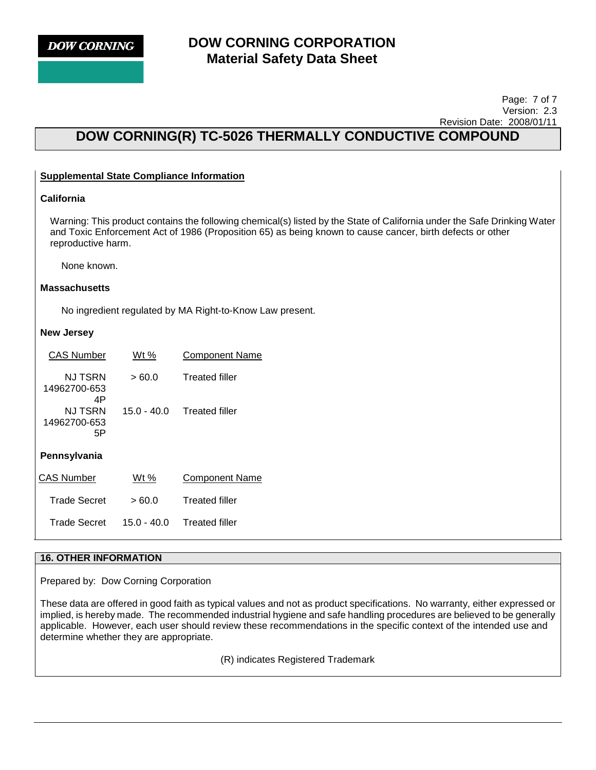## Supplemental State Compliance Information

### California

Warning: This product contains the following chemical(s) listed by the State of California under the Safe Drinking Water and Toxic Enforcement Act of 1986 (Proposition 65) as being known to cause cancer, birth defects or other reproductive harm.

None known.

### Massachusetts

No ingredient regulated by MA Right-to-Know Law present.

### New Jersey

| CAS Number | Wt % | Component Name |
|---|---|---|
| NJ TSRN 14962700-653 4P | > 60.0 | Treated filler |
| NJ TSRN 14962700-653 5P | 15.0 - 40.0 | Treated filler |

### Pennsylvania

| CAS Number | Wt % | Component Name |
|---|---|---|
| Trade Secret | > 60.0 | Treated filler |
| Trade Secret | 15.0 - 40.0 | Treated filler |

## 16. OTHER INFORMATION

Prepared by: Dow Corning Corporation

These data are offered in good faith as typical values and not as product specifications. No warranty, either expressed or implied, is hereby made. The recommended industrial hygiene and safe handling procedures are believed to be generally applicable. However, each user should review these recommendations in the specific context of the intended use and determine whether they are appropriate.

(R) indicates Registered Trademark